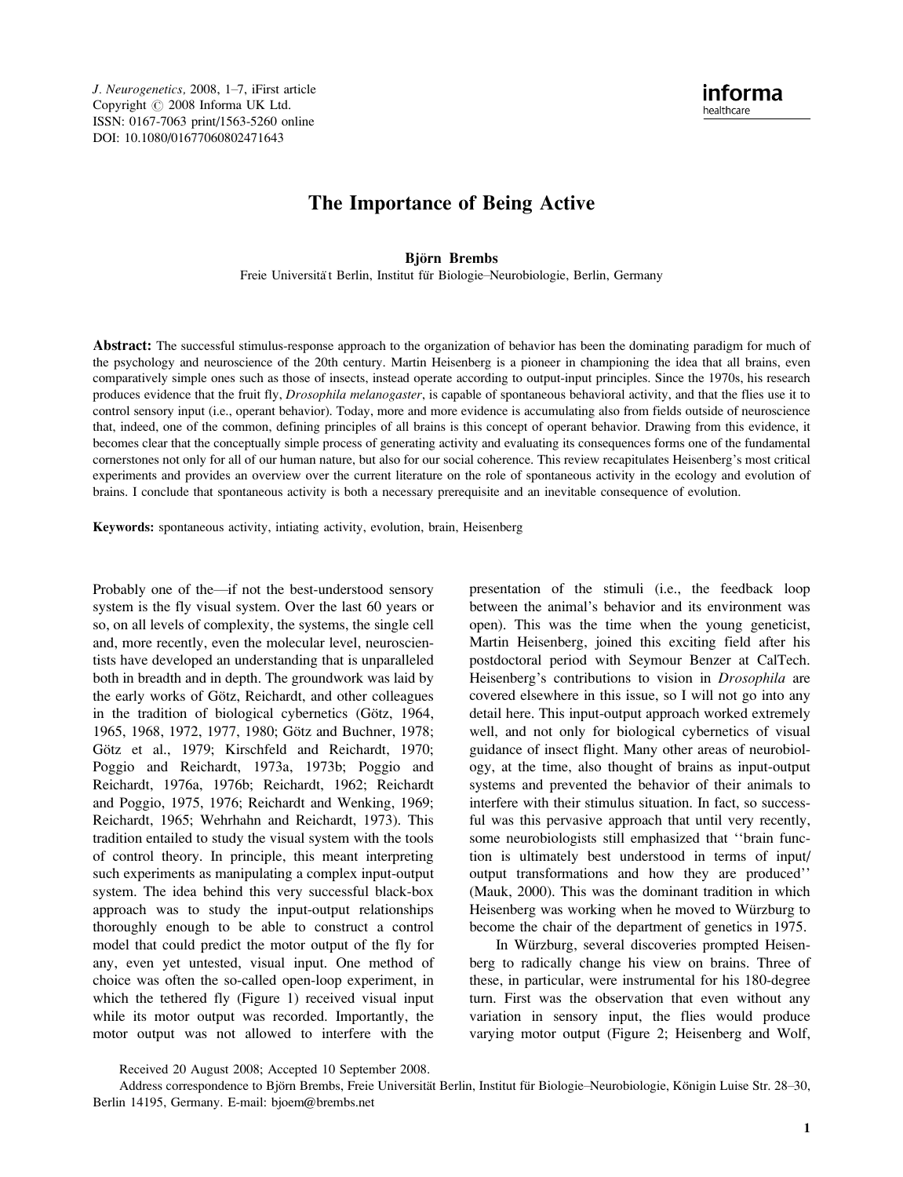J. Neurogenetics, 2008, 1–7, iFirst article
Copyright © 2008 Informa UK Ltd.
ISSN: 0167-7063 print/1563-5260 online
DOI: 10.1080/01677060802471643

# The Importance of Being Active

**Björn Brembs**

Freie Universitat Berlin, Institut für Biologie–Neurobiologie, Berlin, Germany

**Abstract:** The successful stimulus-response approach to the organization of behavior has been the dominating paradigm for much of the psychology and neuroscience of the 20th century. Martin Heisenberg is a pioneer in championing the idea that all brains, even comparatively simple ones such as those of insects, instead operate according to output-input principles. Since the 1970s, his research produces evidence that the fruit fly, *Drosophila melanogaster*, is capable of spontaneous behavioral activity, and that the flies use it to control sensory input (i.e., operant behavior). Today, more and more evidence is accumulating also from fields outside of neuroscience that, indeed, one of the common, defining principles of all brains is this concept of operant behavior. Drawing from this evidence, it becomes clear that the conceptually simple process of generating activity and evaluating its consequences forms one of the fundamental cornerstones not only for all of our human nature, but also for our social coherence. This review recapitulates Heisenberg's most critical experiments and provides an overview over the current literature on the role of spontaneous activity in the ecology and evolution of brains. I conclude that spontaneous activity is both a necessary prerequisite and an inevitable consequence of evolution.

**Keywords:** spontaneous activity, intiating activity, evolution, brain, Heisenberg

Probably one of the—if not the best-understood sensory system is the fly visual system. Over the last 60 years or so, on all levels of complexity, the systems, the single cell and, more recently, even the molecular level, neuroscientists have developed an understanding that is unparalleled both in breadth and in depth. The groundwork was laid by the early works of Götz, Reichardt, and other colleagues in the tradition of biological cybernetics (Götz, 1964, 1965, 1968, 1972, 1977, 1980; Götz and Buchner, 1978; Götz et al., 1979; Kirschfeld and Reichardt, 1970; Poggio and Reichardt, 1973a, 1973b; Poggio and Reichardt, 1976a, 1976b; Reichardt, 1962; Reichardt and Poggio, 1975, 1976; Reichardt and Wenking, 1969; Reichardt, 1965; Wehrhahn and Reichardt, 1973). This tradition entailed to study the visual system with the tools of control theory. In principle, this meant interpreting such experiments as manipulating a complex input-output system. The idea behind this very successful black-box approach was to study the input-output relationships thoroughly enough to be able to construct a control model that could predict the motor output of the fly for any, even yet untested, visual input. One method of choice was often the so-called open-loop experiment, in which the tethered fly (Figure 1) received visual input while its motor output was recorded. Importantly, the motor output was not allowed to interfere with the presentation of the stimuli (i.e., the feedback loop between the animal's behavior and its environment was open). This was the time when the young geneticist, Martin Heisenberg, joined this exciting field after his postdoctoral period with Seymour Benzer at CalTech. Heisenberg's contributions to vision in *Drosophila* are covered elsewhere in this issue, so I will not go into any detail here. This input-output approach worked extremely well, and not only for biological cybernetics of visual guidance of insect flight. Many other areas of neurobiology, at the time, also thought of brains as input-output systems and prevented the behavior of their animals to interfere with their stimulus situation. In fact, so successful was this pervasive approach that until very recently, some neurobiologists still emphasized that ''brain function is ultimately best understood in terms of input/output transformations and how they are produced'' (Mauk, 2000). This was the dominant tradition in which Heisenberg was working when he moved to Würzburg to become the chair of the department of genetics in 1975.

In Würzburg, several discoveries prompted Heisenberg to radically change his view on brains. Three of these, in particular, were instrumental for his 180-degree turn. First was the observation that even without any variation in sensory input, the flies would produce varying motor output (Figure 2; Heisenberg and Wolf,

Received 20 August 2008; Accepted 10 September 2008.

Address correspondence to Björn Brembs, Freie Universität Berlin, Institut für Biologie–Neurobiologie, Königin Luise Str. 28–30, Berlin 14195, Germany. E-mail: bjoern@brembs.net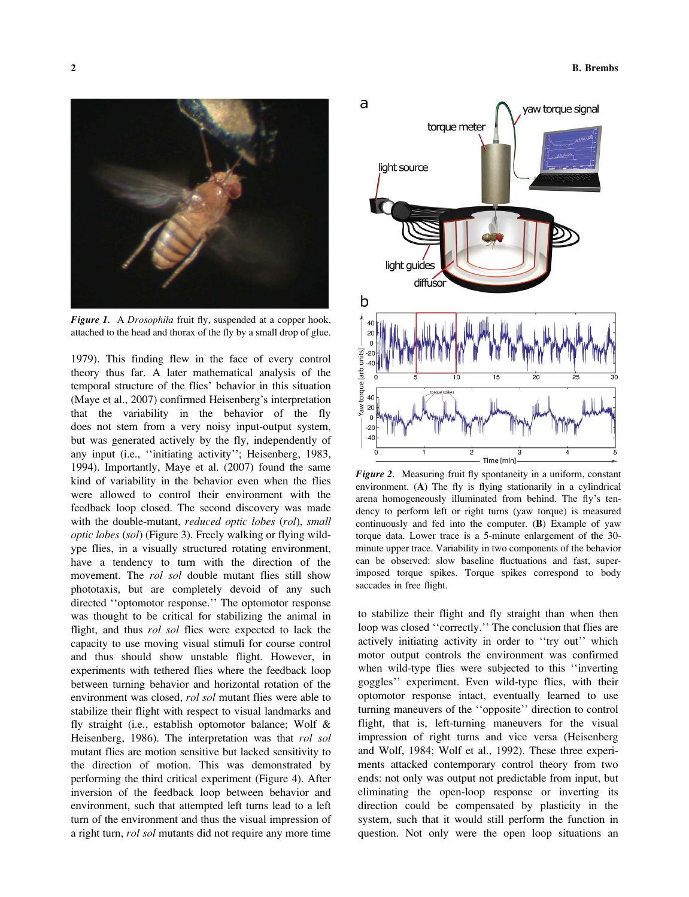*Figure 1.* A *Drosophila* fruit fly, suspended at a copper hook, attached to the head and thorax of the fly by a small drop of glue.

1979). This finding flew in the face of every control theory thus far. A later mathematical analysis of the temporal structure of the flies' behavior in this situation (Maye et al., 2007) confirmed Heisenberg's interpretation that the variability in the behavior of the fly does not stem from a very noisy input-output system, but was generated actively by the fly, independently of any input (i.e., ''initiating activity''; Heisenberg, 1983, 1994). Importantly, Maye et al. (2007) found the same kind of variability in the behavior even when the flies were allowed to control their environment with the feedback loop closed. The second discovery was made with the double-mutant, *reduced optic lobes* (*rol*), *small optic lobes* (*sol*) (Figure 3). Freely walking or flying wild-type flies, in a visually structured rotating environment, have a tendency to turn with the direction of the movement. The *rol sol* double mutant flies still show phototaxis, but are completely devoid of any such directed ''optomotor response.'' The optomotor response was thought to be critical for stabilizing the animal in flight, and thus *rol sol* flies were expected to lack the capacity to use moving visual stimuli for course control and thus should show unstable flight. However, in experiments with tethered flies where the feedback loop between turning behavior and horizontal rotation of the environment was closed, *rol sol* mutant flies were able to stabilize their flight with respect to visual landmarks and fly straight (i.e., establish optomotor balance; Wolf & Heisenberg, 1986). The interpretation was that *rol sol* mutant flies are motion sensitive but lacked sensitivity to the direction of motion. This was demonstrated by performing the third critical experiment (Figure 4). After inversion of the feedback loop between behavior and environment, such that attempted left turns lead to a left turn of the environment and thus the visual impression of a right turn, *rol sol* mutants did not require any more time to stabilize their flight and fly straight than when then loop was closed ''correctly.'' The conclusion that flies are actively initiating activity in order to ''try out'' which motor output controls the environment was confirmed when wild-type flies were subjected to this ''inverting goggles'' experiment. Even wild-type flies, with their optomotor response intact, eventually learned to use turning maneuvers of the ''opposite'' direction to control flight, that is, left-turning maneuvers for the visual impression of right turns and vice versa (Heisenberg and Wolf, 1984; Wolf et al., 1992). These three experiments attacked contemporary control theory from two ends: not only was output not predictable from input, but eliminating the open-loop response or inverting its direction could be compensated by plasticity in the system, such that it would still perform the function in question. Not only were the open loop situations an

*Figure 2.* Measuring fruit fly spontaneity in a uniform, constant environment. (**A**) The fly is flying stationarily in a cylindrical arena homogeneously illuminated from behind. The fly's tendency to perform left or right turns (yaw torque) is measured continuously and fed into the computer. (**B**) Example of yaw torque data. Lower trace is a 5-minute enlargement of the 30-minute upper trace. Variability in two components of the behavior can be observed: slow baseline fluctuations and fast, superimposed torque spikes. Torque spikes correspond to body saccades in free flight.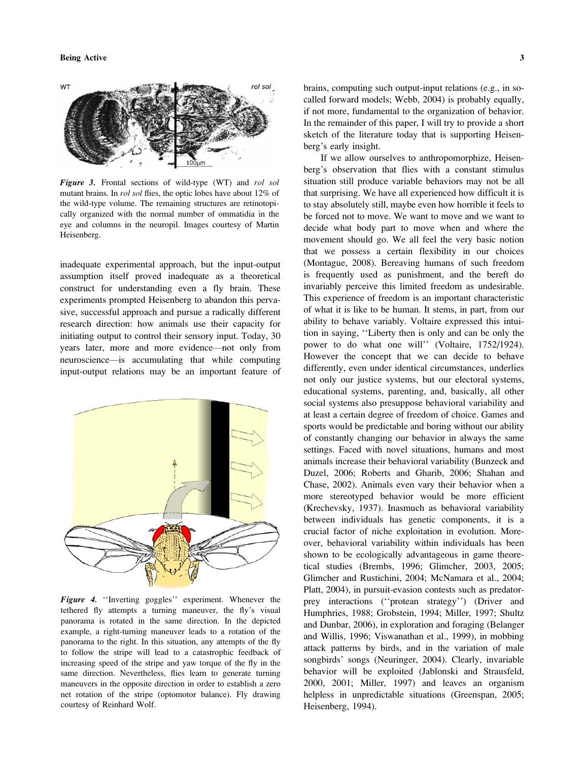*Figure 3.* Frontal sections of wild-type (WT) and *rol sol* mutant brains. In *rol sol* flies, the optic lobes have about 12% of the wild-type volume. The remaining structures are retinotopically organized with the normal number of ommatidia in the eye and columns in the neuropil. Images courtesy of Martin Heisenberg.

inadequate experimental approach, but the input-output assumption itself proved inadequate as a theoretical construct for understanding even a fly brain. These experiments prompted Heisenberg to abandon this pervasive, successful approach and pursue a radically different research direction: how animals use their capacity for initiating output to control their sensory input. Today, 30 years later, more and more evidence—not only from neuroscience—is accumulating that while computing input-output relations may be an important feature of brains, computing such output-input relations (e.g., in so-called forward models; Webb, 2004) is probably equally, if not more, fundamental to the organization of behavior. In the remainder of this paper, I will try to provide a short sketch of the literature today that is supporting Heisenberg's early insight.

*Figure 4.* ''Inverting goggles'' experiment. Whenever the tethered fly attempts a turning maneuver, the fly's visual panorama is rotated in the same direction. In the depicted example, a right-turning maneuver leads to a rotation of the panorama to the right. In this situation, any attempts of the fly to follow the stripe will lead to a catastrophic feedback of increasing speed of the stripe and yaw torque of the fly in the same direction. Nevertheless, flies learn to generate turning maneuvers in the opposite direction in order to establish a zero net rotation of the stripe (optomotor balance). Fly drawing courtesy of Reinhard Wolf.

If we allow ourselves to anthropomorphize, Heisenberg's observation that flies with a constant stimulus situation still produce variable behaviors may not be all that surprising. We have all experienced how difficult it is to stay absolutely still, maybe even how horrible it feels to be forced not to move. We want to move and we want to decide what body part to move when and where the movement should go. We all feel the very basic notion that we possess a certain flexibility in our choices (Montague, 2008). Bereaving humans of such freedom is frequently used as punishment, and the bereft do invariably perceive this limited freedom as undesirable. This experience of freedom is an important characteristic of what it is like to be human. It stems, in part, from our ability to behave variably. Voltaire expressed this intuition in saying, ''Liberty then is only and can be only the power to do what one will'' (Voltaire, 1752/1924). However the concept that we can decide to behave differently, even under identical circumstances, underlies not only our justice systems, but our electoral systems, educational systems, parenting, and, basically, all other social systems also presuppose behavioral variability and at least a certain degree of freedom of choice. Games and sports would be predictable and boring without our ability of constantly changing our behavior in always the same settings. Faced with novel situations, humans and most animals increase their behavioral variability (Bunzeck and Duzel, 2006; Roberts and Gharib, 2006; Shahan and Chase, 2002). Animals even vary their behavior when a more stereotyped behavior would be more efficient (Krechevsky, 1937). Inasmuch as behavioral variability between individuals has genetic components, it is a crucial factor of niche exploitation in evolution. Moreover, behavioral variability within individuals has been shown to be ecologically advantageous in game theoretical studies (Brembs, 1996; Glimcher, 2003, 2005; Glimcher and Rustichini, 2004; McNamara et al., 2004; Platt, 2004), in pursuit-evasion contests such as predator-prey interactions (''protean strategy'') (Driver and Humphries, 1988; Grobstein, 1994; Miller, 1997; Shultz and Dunbar, 2006), in exploration and foraging (Belanger and Willis, 1996; Viswanathan et al., 1999), in mobbing attack patterns by birds, and in the variation of male songbirds' songs (Neuringer, 2004). Clearly, invariable behavior will be exploited (Jablonski and Strausfeld, 2000, 2001; Miller, 1997) and leaves an organism helpless in unpredictable situations (Greenspan, 2005; Heisenberg, 1994).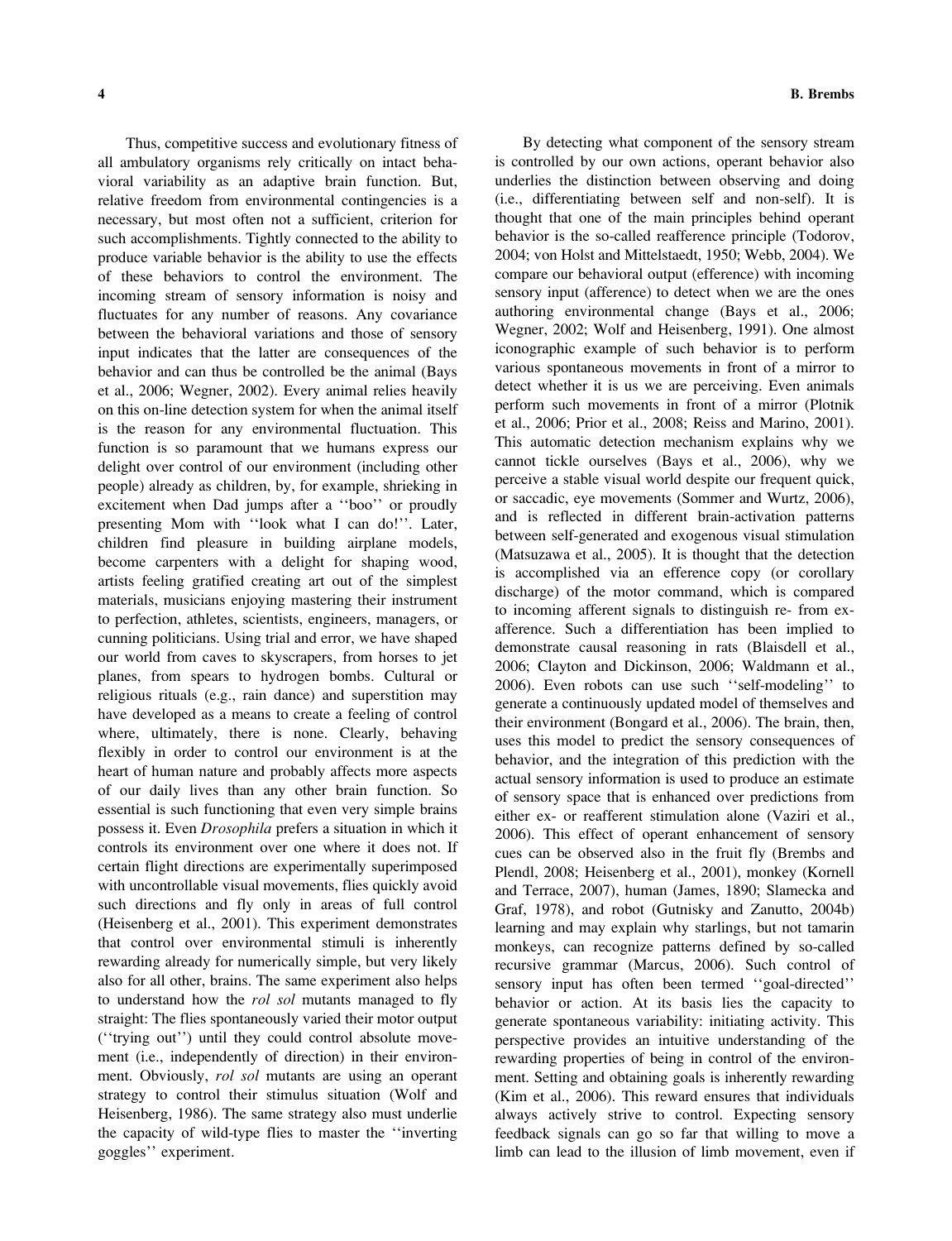Thus, competitive success and evolutionary fitness of all ambulatory organisms rely critically on intact behavioral variability as an adaptive brain function. But, relative freedom from environmental contingencies is a necessary, but most often not a sufficient, criterion for such accomplishments. Tightly connected to the ability to produce variable behavior is the ability to use the effects of these behaviors to control the environment. The incoming stream of sensory information is noisy and fluctuates for any number of reasons. Any covariance between the behavioral variations and those of sensory input indicates that the latter are consequences of the behavior and can thus be controlled be the animal (Bays et al., 2006; Wegner, 2002). Every animal relies heavily on this on-line detection system for when the animal itself is the reason for any environmental fluctuation. This function is so paramount that we humans express our delight over control of our environment (including other people) already as children, by, for example, shrieking in excitement when Dad jumps after a ''boo'' or proudly presenting Mom with ''look what I can do!''. Later, children find pleasure in building airplane models, become carpenters with a delight for shaping wood, artists feeling gratified creating art out of the simplest materials, musicians enjoying mastering their instrument to perfection, athletes, scientists, engineers, managers, or cunning politicians. Using trial and error, we have shaped our world from caves to skyscrapers, from horses to jet planes, from spears to hydrogen bombs. Cultural or religious rituals (e.g., rain dance) and superstition may have developed as a means to create a feeling of control where, ultimately, there is none. Clearly, behaving flexibly in order to control our environment is at the heart of human nature and probably affects more aspects of our daily lives than any other brain function. So essential is such functioning that even very simple brains possess it. Even *Drosophila* prefers a situation in which it controls its environment over one where it does not. If certain flight directions are experimentally superimposed with uncontrollable visual movements, flies quickly avoid such directions and fly only in areas of full control (Heisenberg et al., 2001). This experiment demonstrates that control over environmental stimuli is inherently rewarding already for numerically simple, but very likely also for all other, brains. The same experiment also helps to understand how the *rol sol* mutants managed to fly straight: The flies spontaneously varied their motor output (''trying out'') until they could control absolute movement (i.e., independently of direction) in their environment. Obviously, *rol sol* mutants are using an operant strategy to control their stimulus situation (Wolf and Heisenberg, 1986). The same strategy also must underlie the capacity of wild-type flies to master the ''inverting goggles'' experiment.

By detecting what component of the sensory stream is controlled by our own actions, operant behavior also underlies the distinction between observing and doing (i.e., differentiating between self and non-self). It is thought that one of the main principles behind operant behavior is the so-called reafference principle (Todorov, 2004; von Holst and Mittelstaedt, 1950; Webb, 2004). We compare our behavioral output (efference) with incoming sensory input (afference) to detect when we are the ones authoring environmental change (Bays et al., 2006; Wegner, 2002; Wolf and Heisenberg, 1991). One almost iconographic example of such behavior is to perform various spontaneous movements in front of a mirror to detect whether it is us we are perceiving. Even animals perform such movements in front of a mirror (Plotnik et al., 2006; Prior et al., 2008; Reiss and Marino, 2001). This automatic detection mechanism explains why we cannot tickle ourselves (Bays et al., 2006), why we perceive a stable visual world despite our frequent quick, or saccadic, eye movements (Sommer and Wurtz, 2006), and is reflected in different brain-activation patterns between self-generated and exogenous visual stimulation (Matsuzawa et al., 2005). It is thought that the detection is accomplished via an efference copy (or corollary discharge) of the motor command, which is compared to incoming afferent signals to distinguish re- from ex-afference. Such a differentiation has been implied to demonstrate causal reasoning in rats (Blaisdell et al., 2006; Clayton and Dickinson, 2006; Waldmann et al., 2006). Even robots can use such ''self-modeling'' to generate a continuously updated model of themselves and their environment (Bongard et al., 2006). The brain, then, uses this model to predict the sensory consequences of behavior, and the integration of this prediction with the actual sensory information is used to produce an estimate of sensory space that is enhanced over predictions from either ex- or reafferent stimulation alone (Vaziri et al., 2006). This effect of operant enhancement of sensory cues can be observed also in the fruit fly (Brembs and Plendl, 2008; Heisenberg et al., 2001), monkey (Kornell and Terrace, 2007), human (James, 1890; Slamecka and Graf, 1978), and robot (Gutnisky and Zanutto, 2004b) learning and may explain why starlings, but not tamarin monkeys, can recognize patterns defined by so-called recursive grammar (Marcus, 2006). Such control of sensory input has often been termed ''goal-directed'' behavior or action. At its basis lies the capacity to generate spontaneous variability: initiating activity. This perspective provides an intuitive understanding of the rewarding properties of being in control of the environment. Setting and obtaining goals is inherently rewarding (Kim et al., 2006). This reward ensures that individuals always actively strive to control. Expecting sensory feedback signals can go so far that willing to move a limb can lead to the illusion of limb movement, even if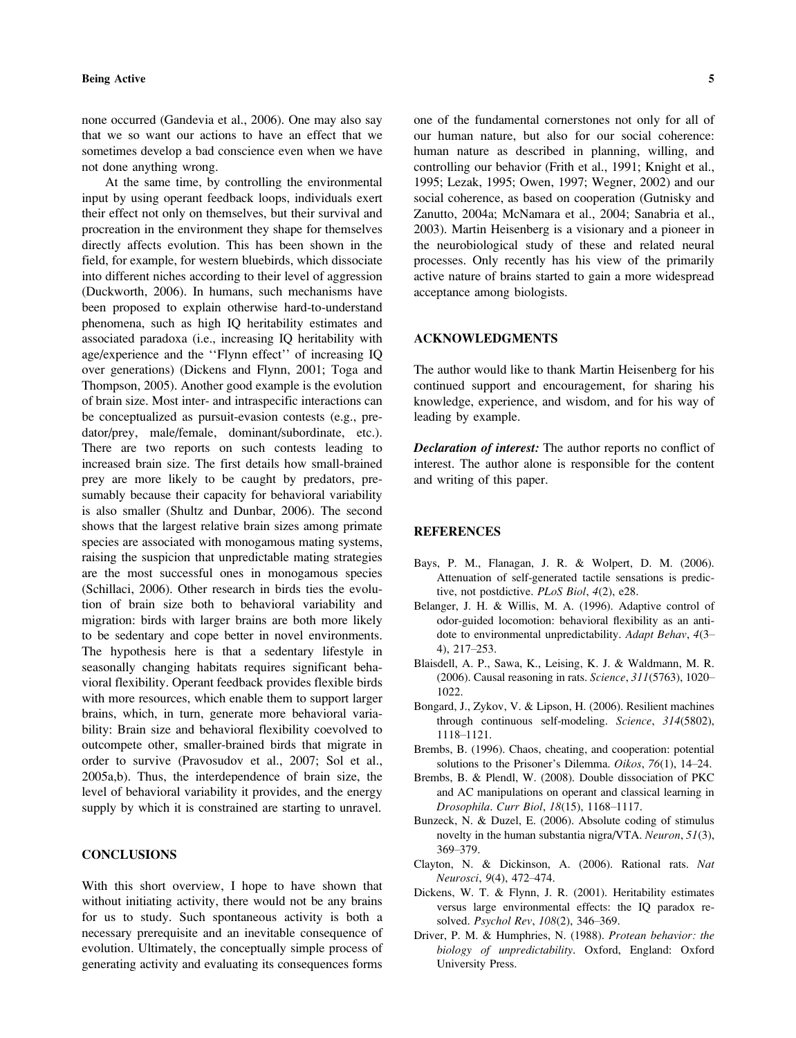none occurred (Gandevia et al., 2006). One may also say that we so want our actions to have an effect that we sometimes develop a bad conscience even when we have not done anything wrong.

At the same time, by controlling the environmental input by using operant feedback loops, individuals exert their effect not only on themselves, but their survival and procreation in the environment they shape for themselves directly affects evolution. This has been shown in the field, for example, for western bluebirds, which dissociate into different niches according to their level of aggression (Duckworth, 2006). In humans, such mechanisms have been proposed to explain otherwise hard-to-understand phenomena, such as high IQ heritability estimates and associated paradoxa (i.e., increasing IQ heritability with age/experience and the ''Flynn effect'' of increasing IQ over generations) (Dickens and Flynn, 2001; Toga and Thompson, 2005). Another good example is the evolution of brain size. Most inter- and intraspecific interactions can be conceptualized as pursuit-evasion contests (e.g., predator/prey, male/female, dominant/subordinate, etc.). There are two reports on such contests leading to increased brain size. The first details how small-brained prey are more likely to be caught by predators, presumably because their capacity for behavioral variability is also smaller (Shultz and Dunbar, 2006). The second shows that the largest relative brain sizes among primate species are associated with monogamous mating systems, raising the suspicion that unpredictable mating strategies are the most successful ones in monogamous species (Schillaci, 2006). Other research in birds ties the evolution of brain size both to behavioral variability and migration: birds with larger brains are both more likely to be sedentary and cope better in novel environments. The hypothesis here is that a sedentary lifestyle in seasonally changing habitats requires significant behavioral flexibility. Operant feedback provides flexible birds with more resources, which enable them to support larger brains, which, in turn, generate more behavioral variability: Brain size and behavioral flexibility coevolved to outcompete other, smaller-brained birds that migrate in order to survive (Pravosudov et al., 2007; Sol et al., 2005a,b). Thus, the interdependence of brain size, the level of behavioral variability it provides, and the energy supply by which it is constrained are starting to unravel.

## CONCLUSIONS

With this short overview, I hope to have shown that without initiating activity, there would not be any brains for us to study. Such spontaneous activity is both a necessary prerequisite and an inevitable consequence of evolution. Ultimately, the conceptually simple process of generating activity and evaluating its consequences forms one of the fundamental cornerstones not only for all of our human nature, but also for our social coherence: human nature as described in planning, willing, and controlling our behavior (Frith et al., 1991; Knight et al., 1995; Lezak, 1995; Owen, 1997; Wegner, 2002) and our social coherence, as based on cooperation (Gutnisky and Zanutto, 2004a; McNamara et al., 2004; Sanabria et al., 2003). Martin Heisenberg is a visionary and a pioneer in the neurobiological study of these and related neural processes. Only recently has his view of the primarily active nature of brains started to gain a more widespread acceptance among biologists.

## ACKNOWLEDGMENTS

The author would like to thank Martin Heisenberg for his continued support and encouragement, for sharing his knowledge, experience, and wisdom, and for his way of leading by example.

***Declaration of interest:*** The author reports no conflict of interest. The author alone is responsible for the content and writing of this paper.

## REFERENCES

Bays, P. M., Flanagan, J. R. & Wolpert, D. M. (2006). Attenuation of self-generated tactile sensations is predictive, not postdictive. *PLoS Biol*, *4*(2), e28.

Belanger, J. H. & Willis, M. A. (1996). Adaptive control of odor-guided locomotion: behavioral flexibility as an antidote to environmental unpredictability. *Adapt Behav*, *4*(3–4), 217–253.

Blaisdell, A. P., Sawa, K., Leising, K. J. & Waldmann, M. R. (2006). Causal reasoning in rats. *Science*, *311*(5763), 1020–1022.

Bongard, J., Zykov, V. & Lipson, H. (2006). Resilient machines through continuous self-modeling. *Science*, *314*(5802), 1118–1121.

Brembs, B. (1996). Chaos, cheating, and cooperation: potential solutions to the Prisoner's Dilemma. *Oikos*, *76*(1), 14–24.

Brembs, B. & Plendl, W. (2008). Double dissociation of PKC and AC manipulations on operant and classical learning in *Drosophila*. *Curr Biol*, *18*(15), 1168–1117.

Bunzeck, N. & Duzel, E. (2006). Absolute coding of stimulus novelty in the human substantia nigra/VTA. *Neuron*, *51*(3), 369–379.

Clayton, N. & Dickinson, A. (2006). Rational rats. *Nat Neurosci*, *9*(4), 472–474.

Dickens, W. T. & Flynn, J. R. (2001). Heritability estimates versus large environmental effects: the IQ paradox resolved. *Psychol Rev*, *108*(2), 346–369.

Driver, P. M. & Humphries, N. (1988). *Protean behavior: the biology of unpredictability*. Oxford, England: Oxford University Press.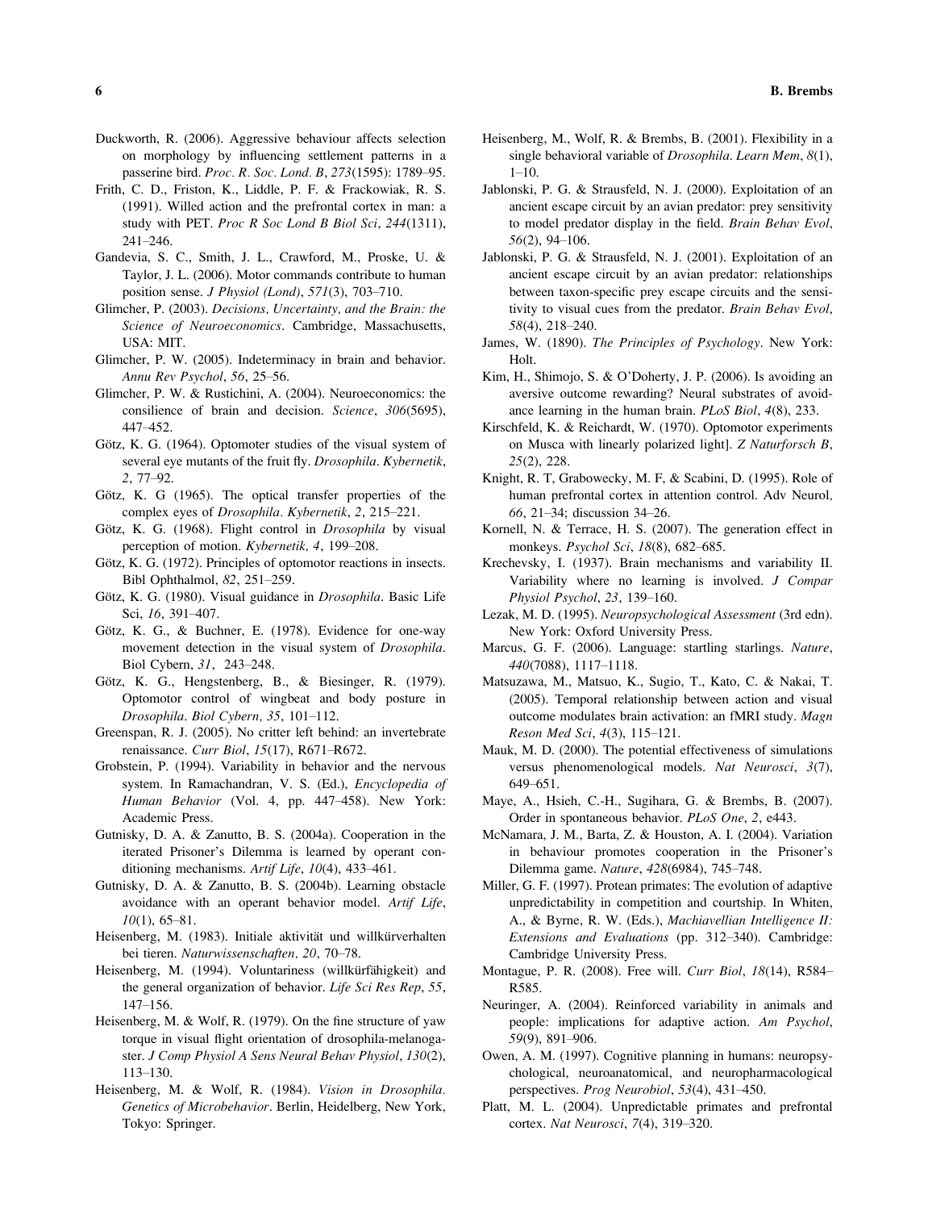Duckworth, R. (2006). Aggressive behaviour affects selection on morphology by influencing settlement patterns in a passerine bird. *Proc. R. Soc. Lond. B*, *273*(1595): 1789–95.

Frith, C. D., Friston, K., Liddle, P. F. & Frackowiak, R. S. (1991). Willed action and the prefrontal cortex in man: a study with PET. *Proc R Soc Lond B Biol Sci*, *244*(1311), 241–246.

Gandevia, S. C., Smith, J. L., Crawford, M., Proske, U. & Taylor, J. L. (2006). Motor commands contribute to human position sense. *J Physiol (Lond)*, *571*(3), 703–710.

Glimcher, P. (2003). *Decisions, Uncertainty, and the Brain: the Science of Neuroeconomics*. Cambridge, Massachusetts, USA: MIT.

Glimcher, P. W. (2005). Indeterminacy in brain and behavior. *Annu Rev Psychol*, *56*, 25–56.

Glimcher, P. W. & Rustichini, A. (2004). Neuroeconomics: the consilience of brain and decision. *Science*, *306*(5695), 447–452.

Götz, K. G. (1964). Optomoter studies of the visual system of several eye mutants of the fruit fly. *Drosophila*. *Kybernetik*, *2*, 77–92.

Götz, K. G (1965). The optical transfer properties of the complex eyes of *Drosophila*. *Kybernetik*, *2*, 215–221.

Götz, K. G. (1968). Flight control in *Drosophila* by visual perception of motion. *Kybernetik, 4*, 199–208.

Götz, K. G. (1972). Principles of optomotor reactions in insects. Bibl Ophthalmol, *82*, 251–259.

Götz, K. G. (1980). Visual guidance in *Drosophila*. Basic Life Sci, *16*, 391–407.

Götz, K. G., & Buchner, E. (1978). Evidence for one-way movement detection in the visual system of *Drosophila*. Biol Cybern, *31*, 243–248.

Götz, K. G., Hengstenberg, B., & Biesinger, R. (1979). Optomotor control of wingbeat and body posture in *Drosophila*. *Biol Cybern, 35*, 101–112.

Greenspan, R. J. (2005). No critter left behind: an invertebrate renaissance. *Curr Biol*, *15*(17), R671–R672.

Grobstein, P. (1994). Variability in behavior and the nervous system. In Ramachandran, V. S. (Ed.), *Encyclopedia of Human Behavior* (Vol. 4, pp. 447–458). New York: Academic Press.

Gutnisky, D. A. & Zanutto, B. S. (2004a). Cooperation in the iterated Prisoner's Dilemma is learned by operant conditioning mechanisms. *Artif Life*, *10*(4), 433–461.

Gutnisky, D. A. & Zanutto, B. S. (2004b). Learning obstacle avoidance with an operant behavior model. *Artif Life*, *10*(1), 65–81.

Heisenberg, M. (1983). Initiale aktivität und willkürverhalten bei tieren. *Naturwissenschaften, 20*, 70–78.

Heisenberg, M. (1994). Voluntariness (willkürfähigkeit) and the general organization of behavior. *Life Sci Res Rep*, *55*, 147–156.

Heisenberg, M. & Wolf, R. (1979). On the fine structure of yaw torque in visual flight orientation of drosophila-melanogaster. *J Comp Physiol A Sens Neural Behav Physiol*, *130*(2), 113–130.

Heisenberg, M. & Wolf, R. (1984). *Vision in Drosophila. Genetics of Microbehavior*. Berlin, Heidelberg, New York, Tokyo: Springer.

Heisenberg, M., Wolf, R. & Brembs, B. (2001). Flexibility in a single behavioral variable of *Drosophila*. *Learn Mem*, *8*(1), 1–10.

Jablonski, P. G. & Strausfeld, N. J. (2000). Exploitation of an ancient escape circuit by an avian predator: prey sensitivity to model predator display in the field. *Brain Behav Evol*, *56*(2), 94–106.

Jablonski, P. G. & Strausfeld, N. J. (2001). Exploitation of an ancient escape circuit by an avian predator: relationships between taxon-specific prey escape circuits and the sensitivity to visual cues from the predator. *Brain Behav Evol*, *58*(4), 218–240.

James, W. (1890). *The Principles of Psychology*. New York: Holt.

Kim, H., Shimojo, S. & O'Doherty, J. P. (2006). Is avoiding an aversive outcome rewarding? Neural substrates of avoidance learning in the human brain. *PLoS Biol*, *4*(8), 233.

Kirschfeld, K. & Reichardt, W. (1970). Optomotor experiments on Musca with linearly polarized light]. *Z Naturforsch B*, *25*(2), 228.

Knight, R. T, Grabowecky, M. F, & Scabini, D. (1995). Role of human prefrontal cortex in attention control. Adv Neurol*, 66*, 21–34; discussion 34–26.

Kornell, N. & Terrace, H. S. (2007). The generation effect in monkeys. *Psychol Sci*, *18*(8), 682–685.

Krechevsky, I. (1937). Brain mechanisms and variability II. Variability where no learning is involved. *J Compar Physiol Psychol*, *23*, 139–160.

Lezak, M. D. (1995). *Neuropsychological Assessment* (3rd edn). New York: Oxford University Press.

Marcus, G. F. (2006). Language: startling starlings. *Nature*, *440*(7088), 1117–1118.

Matsuzawa, M., Matsuo, K., Sugio, T., Kato, C. & Nakai, T. (2005). Temporal relationship between action and visual outcome modulates brain activation: an fMRI study. *Magn Reson Med Sci*, *4*(3), 115–121.

Mauk, M. D. (2000). The potential effectiveness of simulations versus phenomenological models. *Nat Neurosci*, *3*(7), 649–651.

Maye, A., Hsieh, C.-H., Sugihara, G. & Brembs, B. (2007). Order in spontaneous behavior. *PLoS One*, *2*, e443.

McNamara, J. M., Barta, Z. & Houston, A. I. (2004). Variation in behaviour promotes cooperation in the Prisoner's Dilemma game. *Nature*, *428*(6984), 745–748.

Miller, G. F. (1997). Protean primates: The evolution of adaptive unpredictability in competition and courtship. In Whiten, A., & Byrne, R. W. (Eds.), *Machiavellian Intelligence II: Extensions and Evaluations* (pp. 312–340). Cambridge: Cambridge University Press.

Montague, P. R. (2008). Free will. *Curr Biol*, *18*(14), R584–R585.

Neuringer, A. (2004). Reinforced variability in animals and people: implications for adaptive action. *Am Psychol*, *59*(9), 891–906.

Owen, A. M. (1997). Cognitive planning in humans: neuropsychological, neuroanatomical, and neuropharmacological perspectives. *Prog Neurobiol*, *53*(4), 431–450.

Platt, M. L. (2004). Unpredictable primates and prefrontal cortex. *Nat Neurosci*, *7*(4), 319–320.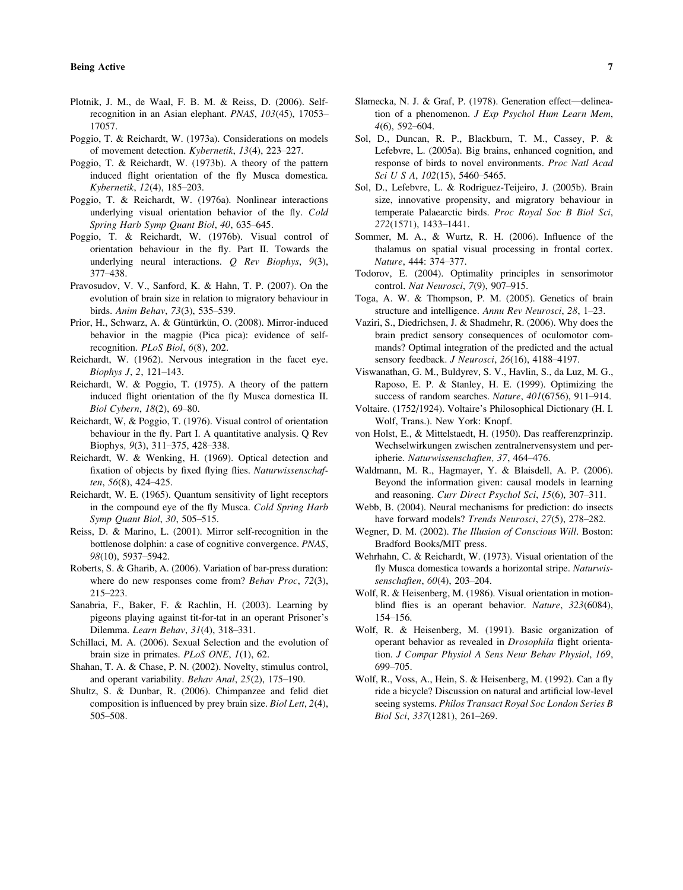Plotnik, J. M., de Waal, F. B. M. & Reiss, D. (2006). Self-recognition in an Asian elephant. *PNAS*, *103*(45), 17053–17057.

Poggio, T. & Reichardt, W. (1973a). Considerations on models of movement detection. *Kybernetik*, *13*(4), 223–227.

Poggio, T. & Reichardt, W. (1973b). A theory of the pattern induced flight orientation of the fly Musca domestica. *Kybernetik*, *12*(4), 185–203.

Poggio, T. & Reichardt, W. (1976a). Nonlinear interactions underlying visual orientation behavior of the fly. *Cold Spring Harb Symp Quant Biol*, *40*, 635–645.

Poggio, T. & Reichardt, W. (1976b). Visual control of orientation behaviour in the fly. Part II. Towards the underlying neural interactions. *Q Rev Biophys*, *9*(3), 377–438.

Pravosudov, V. V., Sanford, K. & Hahn, T. P. (2007). On the evolution of brain size in relation to migratory behaviour in birds. *Anim Behav*, *73*(3), 535–539.

Prior, H., Schwarz, A. & Güntürkün, O. (2008). Mirror-induced behavior in the magpie (Pica pica): evidence of self-recognition. *PLoS Biol*, *6*(8), 202.

Reichardt, W. (1962). Nervous integration in the facet eye. *Biophys J*, *2*, 121–143.

Reichardt, W. & Poggio, T. (1975). A theory of the pattern induced flight orientation of the fly Musca domestica II. *Biol Cybern*, *18*(2), 69–80.

Reichardt, W, & Poggio, T. (1976). Visual control of orientation behaviour in the fly. Part I. A quantitative analysis. Q Rev Biophys, 9(3), 311–375, 428–338.

Reichardt, W. & Wenking, H. (1969). Optical detection and fixation of objects by fixed flying flies. *Naturwissenschaften*, *56*(8), 424–425.

Reichardt, W. E. (1965). Quantum sensitivity of light receptors in the compound eye of the fly Musca. *Cold Spring Harb Symp Quant Biol*, *30*, 505–515.

Reiss, D. & Marino, L. (2001). Mirror self-recognition in the bottlenose dolphin: a case of cognitive convergence. *PNAS*, *98*(10), 5937–5942.

Roberts, S. & Gharib, A. (2006). Variation of bar-press duration: where do new responses come from? *Behav Proc*, *72*(3), 215–223.

Sanabria, F., Baker, F. & Rachlin, H. (2003). Learning by pigeons playing against tit-for-tat in an operant Prisoner's Dilemma. *Learn Behav*, *31*(4), 318–331.

Schillaci, M. A. (2006). Sexual Selection and the evolution of brain size in primates. *PLoS ONE*, *1*(1), 62.

Shahan, T. A. & Chase, P. N. (2002). Novelty, stimulus control, and operant variability. *Behav Anal*, *25*(2), 175–190.

Shultz, S. & Dunbar, R. (2006). Chimpanzee and felid diet composition is influenced by prey brain size. *Biol Lett*, *2*(4), 505–508.

Slamecka, N. J. & Graf, P. (1978). Generation effect—delineation of a phenomenon. *J Exp Psychol Hum Learn Mem*, *4*(6), 592–604.

Sol, D., Duncan, R. P., Blackburn, T. M., Cassey, P. & Lefebvre, L. (2005a). Big brains, enhanced cognition, and response of birds to novel environments. *Proc Natl Acad Sci U S A*, *102*(15), 5460–5465.

Sol, D., Lefebvre, L. & Rodriguez-Teijeiro, J. (2005b). Brain size, innovative propensity, and migratory behaviour in temperate Palaearctic birds. *Proc Royal Soc B Biol Sci*, *272*(1571), 1433–1441.

Sommer, M. A., & Wurtz, R. H. (2006). Influence of the thalamus on spatial visual processing in frontal cortex. *Nature*, 444: 374–377.

Todorov, E. (2004). Optimality principles in sensorimotor control. *Nat Neurosci*, *7*(9), 907–915.

Toga, A. W. & Thompson, P. M. (2005). Genetics of brain structure and intelligence. *Annu Rev Neurosci*, *28*, 1–23.

Vaziri, S., Diedrichsen, J. & Shadmehr, R. (2006). Why does the brain predict sensory consequences of oculomotor commands? Optimal integration of the predicted and the actual sensory feedback. *J Neurosci*, *26*(16), 4188–4197.

Viswanathan, G. M., Buldyrev, S. V., Havlin, S., da Luz, M. G., Raposo, E. P. & Stanley, H. E. (1999). Optimizing the success of random searches. *Nature*, *401*(6756), 911–914.

Voltaire. (1752/1924). Voltaire's Philosophical Dictionary (H. I. Wolf, Trans.). New York: Knopf.

von Holst, E., & Mittelstaedt, H. (1950). Das reafferenzprinzip. Wechselwirkungen zwischen zentralnervensystem und peripherie. *Naturwissenschaften, 37*, 464–476.

Waldmann, M. R., Hagmayer, Y. & Blaisdell, A. P. (2006). Beyond the information given: causal models in learning and reasoning. *Curr Direct Psychol Sci*, *15*(6), 307–311.

Webb, B. (2004). Neural mechanisms for prediction: do insects have forward models? *Trends Neurosci*, *27*(5), 278–282.

Wegner, D. M. (2002). *The Illusion of Conscious Will*. Boston: Bradford Books/MIT press.

Wehrhahn, C. & Reichardt, W. (1973). Visual orientation of the fly Musca domestica towards a horizontal stripe. *Naturwissenschaften*, *60*(4), 203–204.

Wolf, R. & Heisenberg, M. (1986). Visual orientation in motion-blind flies is an operant behavior. *Nature*, *323*(6084), 154–156.

Wolf, R. & Heisenberg, M. (1991). Basic organization of operant behavior as revealed in *Drosophila* flight orientation. *J Compar Physiol A Sens Neur Behav Physiol*, *169*, 699–705.

Wolf, R., Voss, A., Hein, S. & Heisenberg, M. (1992). Can a fly ride a bicycle? Discussion on natural and artificial low-level seeing systems. *Philos Transact Royal Soc London Series B Biol Sci*, *337*(1281), 261–269.